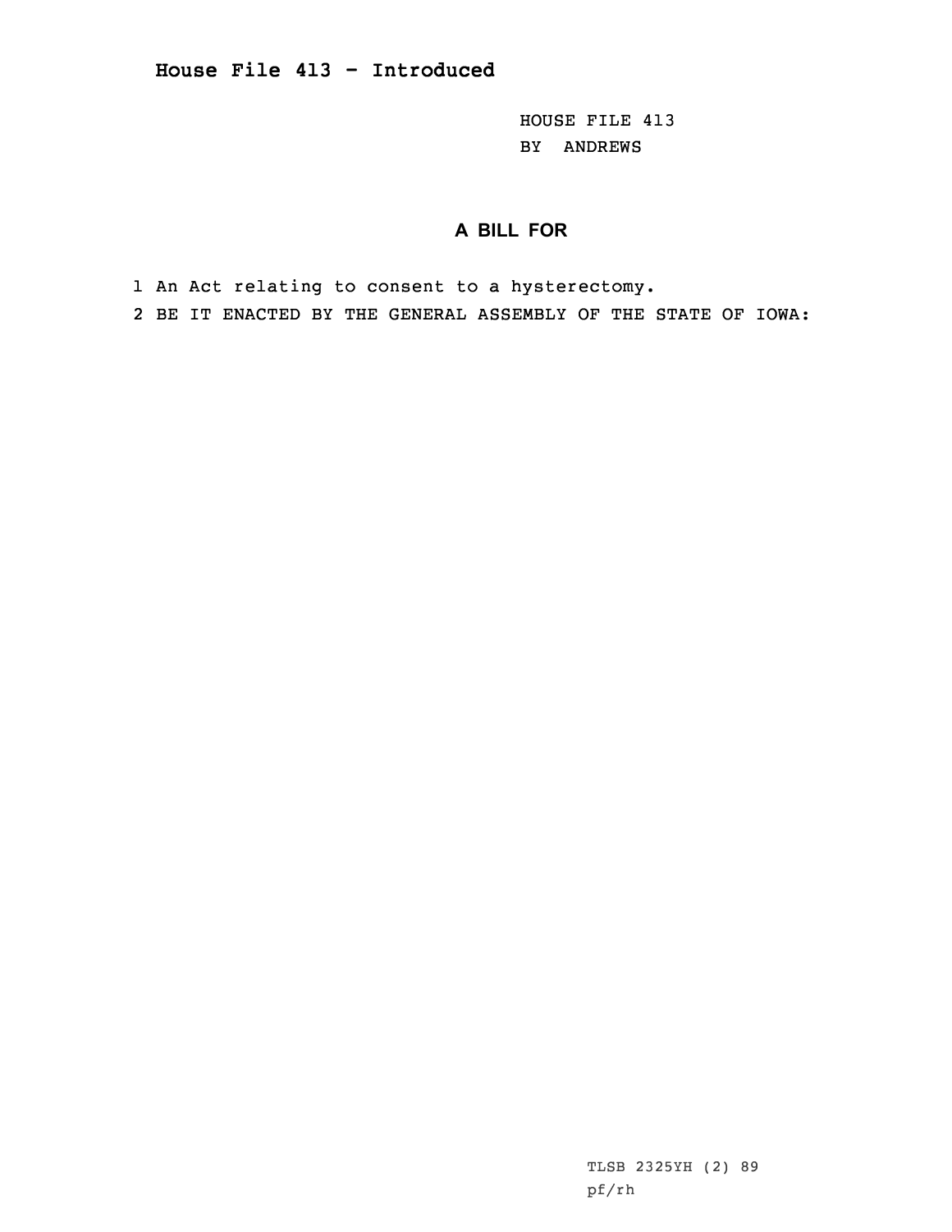# House File 413 - Introduced

HOUSE FILE 413
BY ANDREWS

## A BILL FOR

1 An Act relating to consent to a hysterectomy.
2 BE IT ENACTED BY THE GENERAL ASSEMBLY OF THE STATE OF IOWA:

TLSB 2325YH (2) 89
pf/rh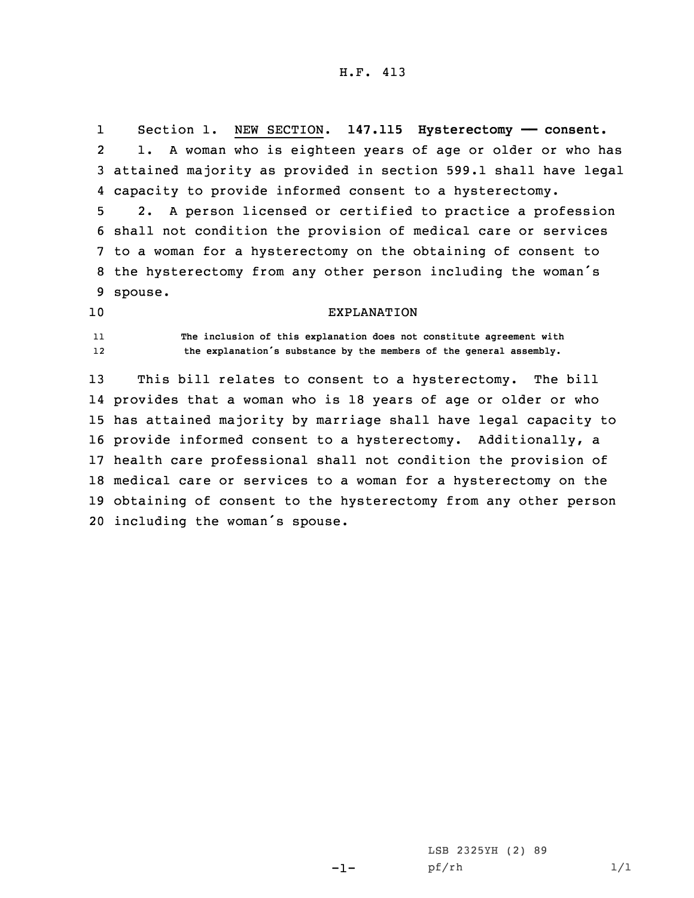Section 1. NEW SECTION. **147.115 Hysterectomy —— consent.**

1. A woman who is eighteen years of age or older or who has attained majority as provided in section 599.1 shall have legal capacity to provide informed consent to a hysterectomy.

2. A person licensed or certified to practice a profession shall not condition the provision of medical care or services to a woman for a hysterectomy on the obtaining of consent to the hysterectomy from any other person including the woman's spouse.

EXPLANATION

The inclusion of this explanation does not constitute agreement with the explanation's substance by the members of the general assembly.

This bill relates to consent to a hysterectomy. The bill provides that a woman who is 18 years of age or older or who has attained majority by marriage shall have legal capacity to provide informed consent to a hysterectomy. Additionally, a health care professional shall not condition the provision of medical care or services to a woman for a hysterectomy on the obtaining of consent to the hysterectomy from any other person including the woman's spouse.

LSB 2325YH (2) 89
pf/rh